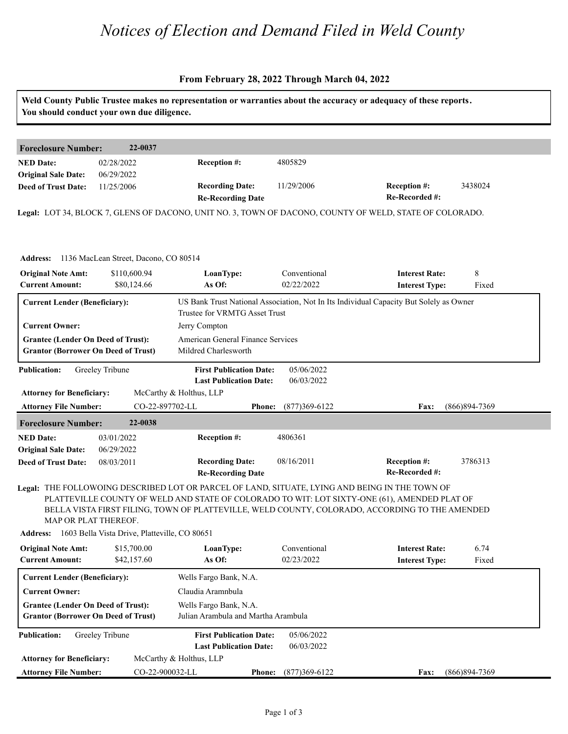# *Notices of Election and Demand Filed in Weld County*

**From February 28, 2022 Through March 04, 2022**

**Weld County Public Trustee makes no representation or warranties about the accuracy or adequacy of these reports. You should conduct your own due diligence.**

---

**Foreclosure Number:** 22-0037

| | | | | | |
|---|---|---|---|---|---|
| **NED Date:** | 02/28/2022 | **Reception #:** | 4805829 | | |
| **Original Sale Date:** | 06/29/2022 | | | | |
| **Deed of Trust Date:** | 11/25/2006 | **Recording Date:** | 11/29/2006 | **Reception #:** | 3438024 |
| | | **Re-Recording Date** | | **Re-Recorded #:** | |

**Legal:** LOT 34, BLOCK 7, GLENS OF DACONO, UNIT NO. 3, TOWN OF DACONO, COUNTY OF WELD, STATE OF COLORADO.

**Address:** 1136 MacLean Street, Dacono, CO 80514

| | | | | | |
|---|---|---|---|---|---|
| **Original Note Amt:** | $110,600.94 | **LoanType:** | Conventional | **Interest Rate:** | 8 |
| **Current Amount:** | $80,124.66 | **As Of:** | 02/22/2022 | **Interest Type:** | Fixed |

| | |
|---|---|
| **Current Lender (Beneficiary):** | US Bank Trust National Association, Not In Its Individual Capacity But Solely as Owner Trustee for VRMTG Asset Trust |
| **Current Owner:** | Jerry Compton |
| **Grantee (Lender On Deed of Trust):** | American General Finance Services |
| **Grantor (Borrower On Deed of Trust)** | Mildred Charlesworth |

| | | | | | |
|---|---|---|---|---|---|
| **Publication:** | Greeley Tribune | **First Publication Date:** | 05/06/2022 | | |
| | | **Last Publication Date:** | 06/03/2022 | | |
| **Attorney for Beneficiary:** | McCarthy & Holthus, LLP | | | | |
| **Attorney File Number:** | CO-22-897702-LL | **Phone:** | (877)369-6122 | **Fax:** | (866)894-7369 |

---

**Foreclosure Number:** 22-0038

| | | | | | |
|---|---|---|---|---|---|
| **NED Date:** | 03/01/2022 | **Reception #:** | 4806361 | | |
| **Original Sale Date:** | 06/29/2022 | | | | |
| **Deed of Trust Date:** | 08/03/2011 | **Recording Date:** | 08/16/2011 | **Reception #:** | 3786313 |
| | | **Re-Recording Date** | | **Re-Recorded #:** | |

**Legal:** THE FOLLOWOING DESCRIBED LOT OR PARCEL OF LAND, SITUATE, LYING AND BEING IN THE TOWN OF PLATTEVILLE COUNTY OF WELD AND STATE OF COLORADO TO WIT: LOT SIXTY-ONE (61), AMENDED PLAT OF BELLA VISTA FIRST FILING, TOWN OF PLATTEVILLE, WELD COUNTY, COLORADO, ACCORDING TO THE AMENDED MAP OR PLAT THEREOF.

**Address:** 1603 Bella Vista Drive, Platteville, CO 80651

| | | | | | |
|---|---|---|---|---|---|
| **Original Note Amt:** | $15,700.00 | **LoanType:** | Conventional | **Interest Rate:** | 6.74 |
| **Current Amount:** | $42,157.60 | **As Of:** | 02/23/2022 | **Interest Type:** | Fixed |

| | |
|---|---|
| **Current Lender (Beneficiary):** | Wells Fargo Bank, N.A. |
| **Current Owner:** | Claudia Aramnbula |
| **Grantee (Lender On Deed of Trust):** | Wells Fargo Bank, N.A. |
| **Grantor (Borrower On Deed of Trust)** | Julian Arambula and Martha Arambula |

| | | | | | |
|---|---|---|---|---|---|
| **Publication:** | Greeley Tribune | **First Publication Date:** | 05/06/2022 | | |
| | | **Last Publication Date:** | 06/03/2022 | | |
| **Attorney for Beneficiary:** | McCarthy & Holthus, LLP | | | | |
| **Attorney File Number:** | CO-22-900032-LL | **Phone:** | (877)369-6122 | **Fax:** | (866)894-7369 |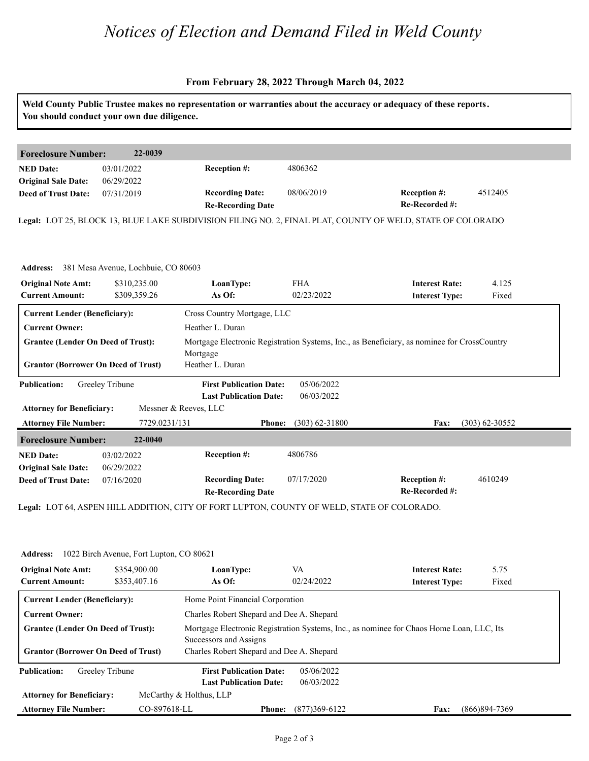# Notices of Election and Demand Filed in Weld County

**From February 28, 2022 Through March 04, 2022**

**Weld County Public Trustee makes no representation or warranties about the accuracy or adequacy of these reports. You should conduct your own due diligence.**

---

## Foreclosure Number: 22-0039

| | | | | | |
|---|---|---|---|---|---|
| **NED Date:** | 03/01/2022 | **Reception #:** | 4806362 | | |
| **Original Sale Date:** | 06/29/2022 | | | | |
| **Deed of Trust Date:** | 07/31/2019 | **Recording Date:** | 08/06/2019 | **Reception #:** | 4512405 |
| | | **Re-Recording Date** | | **Re-Recorded #:** | |

**Legal:** LOT 25, BLOCK 13, BLUE LAKE SUBDIVISION FILING NO. 2, FINAL PLAT, COUNTY OF WELD, STATE OF COLORADO

**Address:** 381 Mesa Avenue, Lochbuie, CO 80603

| | | | | | |
|---|---|---|---|---|---|
| **Original Note Amt:** | $310,235.00 | **LoanType:** | FHA | **Interest Rate:** | 4.125 |
| **Current Amount:** | $309,359.26 | **As Of:** | 02/23/2022 | **Interest Type:** | Fixed |

| | |
|---|---|
| **Current Lender (Beneficiary):** | Cross Country Mortgage, LLC |
| **Current Owner:** | Heather L. Duran |
| **Grantee (Lender On Deed of Trust):** | Mortgage Electronic Registration Systems, Inc., as Beneficiary, as nominee for CrossCountry Mortgage |
| **Grantor (Borrower On Deed of Trust)** | Heather L. Duran |

| | | | | | |
|---|---|---|---|---|---|
| **Publication:** | Greeley Tribune | **First Publication Date:** | 05/06/2022 | | |
| | | **Last Publication Date:** | 06/03/2022 | | |
| **Attorney for Beneficiary:** | Messner & Reeves, LLC | | | | |
| **Attorney File Number:** | 7729.0231/131 | **Phone:** | (303) 62-31800 | **Fax:** | (303) 62-30552 |

---

## Foreclosure Number: 22-0040

| | | | | | |
|---|---|---|---|---|---|
| **NED Date:** | 03/02/2022 | **Reception #:** | 4806786 | | |
| **Original Sale Date:** | 06/29/2022 | | | | |
| **Deed of Trust Date:** | 07/16/2020 | **Recording Date:** | 07/17/2020 | **Reception #:** | 4610249 |
| | | **Re-Recording Date** | | **Re-Recorded #:** | |

**Legal:** LOT 64, ASPEN HILL ADDITION, CITY OF FORT LUPTON, COUNTY OF WELD, STATE OF COLORADO.

**Address:** 1022 Birch Avenue, Fort Lupton, CO 80621

| | | | | | |
|---|---|---|---|---|---|
| **Original Note Amt:** | $354,900.00 | **LoanType:** | VA | **Interest Rate:** | 5.75 |
| **Current Amount:** | $353,407.16 | **As Of:** | 02/24/2022 | **Interest Type:** | Fixed |

| | |
|---|---|
| **Current Lender (Beneficiary):** | Home Point Financial Corporation |
| **Current Owner:** | Charles Robert Shepard and Dee A. Shepard |
| **Grantee (Lender On Deed of Trust):** | Mortgage Electronic Registration Systems, Inc., as nominee for Chaos Home Loan, LLC, Its Successors and Assigns |
| **Grantor (Borrower On Deed of Trust)** | Charles Robert Shepard and Dee A. Shepard |

| | | | | | |
|---|---|---|---|---|---|
| **Publication:** | Greeley Tribune | **First Publication Date:** | 05/06/2022 | | |
| | | **Last Publication Date:** | 06/03/2022 | | |
| **Attorney for Beneficiary:** | McCarthy & Holthus, LLP | | | | |
| **Attorney File Number:** | CO-897618-LL | **Phone:** | (877)369-6122 | **Fax:** | (866)894-7369 |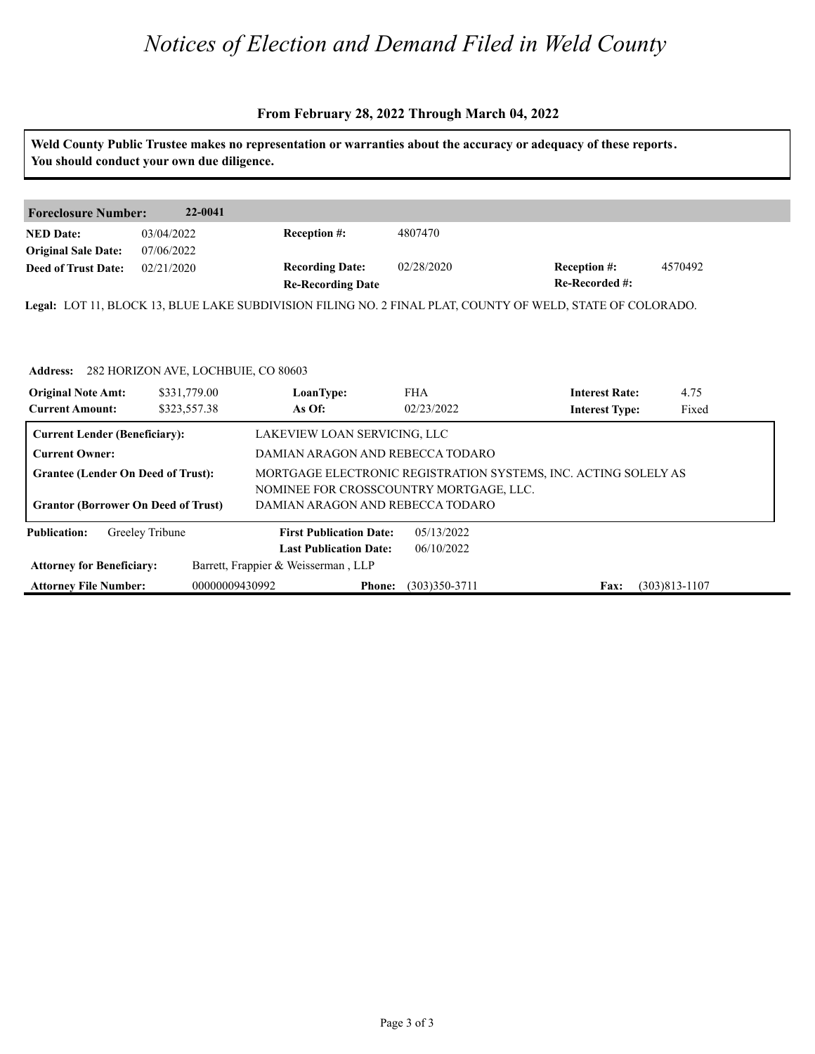# *Notices of Election and Demand Filed in Weld County*

**From February 28, 2022 Through March 04, 2022**

**Weld County Public Trustee makes no representation or warranties about the accuracy or adequacy of these reports. You should conduct your own due diligence.**

| **Foreclosure Number:** | **22-0041** | | | | |
|---|---|---|---|---|---|
| **NED Date:** | 03/04/2022 | **Reception #:** | 4807470 | | |
| **Original Sale Date:** | 07/06/2022 | | | | |
| **Deed of Trust Date:** | 02/21/2020 | **Recording Date:** | 02/28/2020 | **Reception #:** | 4570492 |
| | | **Re-Recording Date** | | **Re-Recorded #:** | |

**Legal:** LOT 11, BLOCK 13, BLUE LAKE SUBDIVISION FILING NO. 2 FINAL PLAT, COUNTY OF WELD, STATE OF COLORADO.

**Address:** 282 HORIZON AVE, LOCHBUIE, CO 80603

| | | | | | |
|---|---|---|---|---|---|
| **Original Note Amt:** | $331,779.00 | **LoanType:** | FHA | **Interest Rate:** | 4.75 |
| **Current Amount:** | $323,557.38 | **As Of:** | 02/23/2022 | **Interest Type:** | Fixed |

| | |
|---|---|
| **Current Lender (Beneficiary):** | LAKEVIEW LOAN SERVICING, LLC |
| **Current Owner:** | DAMIAN ARAGON AND REBECCA TODARO |
| **Grantee (Lender On Deed of Trust):** | MORTGAGE ELECTRONIC REGISTRATION SYSTEMS, INC. ACTING SOLELY AS NOMINEE FOR CROSSCOUNTRY MORTGAGE, LLC. |
| **Grantor (Borrower On Deed of Trust)** | DAMIAN ARAGON AND REBECCA TODARO |

| | | | | | |
|---|---|---|---|---|---|
| **Publication:** | Greeley Tribune | **First Publication Date:** | 05/13/2022 | | |
| | | **Last Publication Date:** | 06/10/2022 | | |
| **Attorney for Beneficiary:** | Barrett, Frappier & Weisserman , LLP | | | | |
| **Attorney File Number:** | 00000009430992 | **Phone:** | (303)350-3711 | **Fax:** | (303)813-1107 |